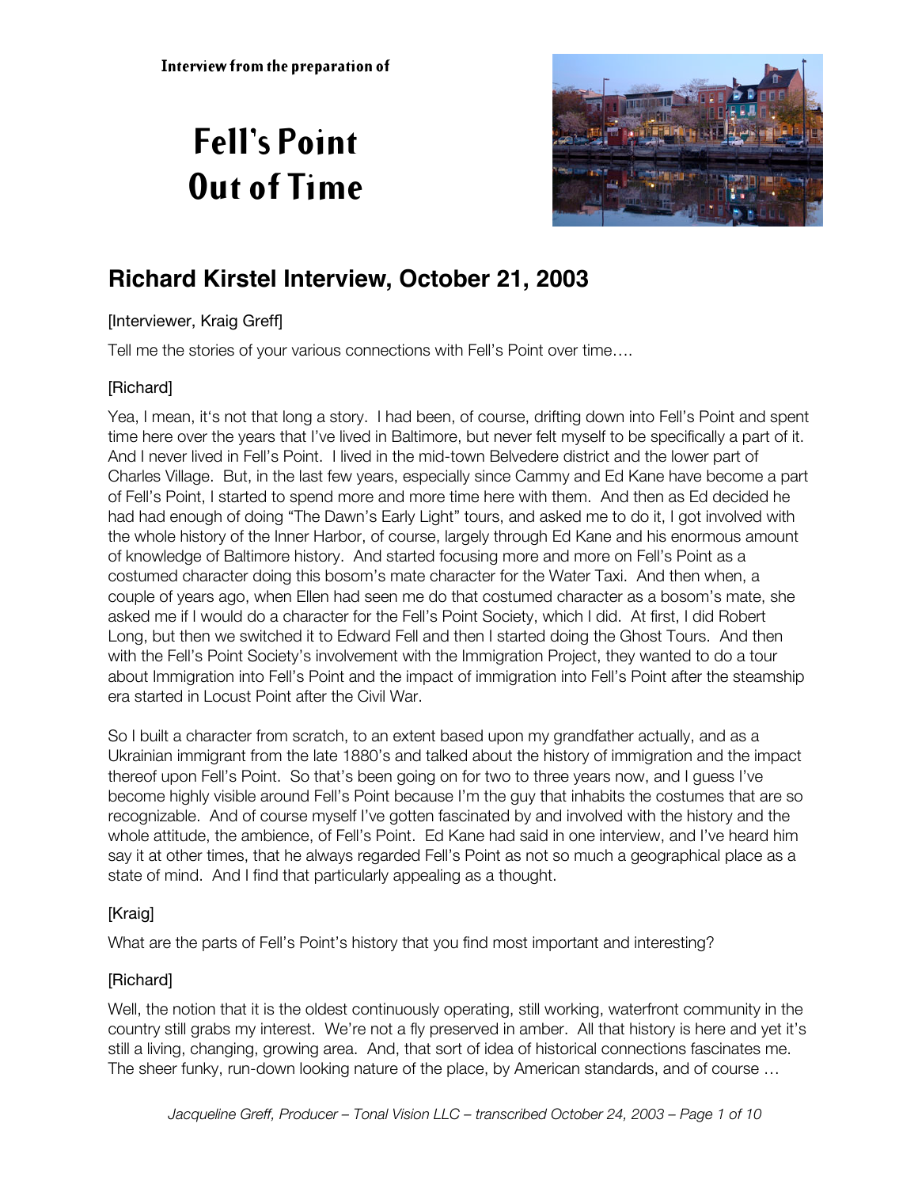Interview from the preparation of

# Fell's Point Out of Time

## Richard Kirstel Interview, October 21, 2003

[Interviewer, Kraig Greff]

Tell me the stories of your various connections with Fell's Point over time….

[Richard]

Yea, I mean, it's not that long a story. I had been, of course, drifting down into Fell's Point and spent time here over the years that I've lived in Baltimore, but never felt myself to be specifically a part of it. And I never lived in Fell's Point. I lived in the mid-town Belvedere district and the lower part of Charles Village. But, in the last few years, especially since Cammy and Ed Kane have become a part of Fell's Point, I started to spend more and more time here with them. And then as Ed decided he had had enough of doing "The Dawn's Early Light" tours, and asked me to do it, I got involved with the whole history of the Inner Harbor, of course, largely through Ed Kane and his enormous amount of knowledge of Baltimore history. And started focusing more and more on Fell's Point as a costumed character doing this bosom's mate character for the Water Taxi. And then when, a couple of years ago, when Ellen had seen me do that costumed character as a bosom's mate, she asked me if I would do a character for the Fell's Point Society, which I did. At first, I did Robert Long, but then we switched it to Edward Fell and then I started doing the Ghost Tours. And then with the Fell's Point Society's involvement with the Immigration Project, they wanted to do a tour about Immigration into Fell's Point and the impact of immigration into Fell's Point after the steamship era started in Locust Point after the Civil War.

So I built a character from scratch, to an extent based upon my grandfather actually, and as a Ukrainian immigrant from the late 1880's and talked about the history of immigration and the impact thereof upon Fell's Point. So that's been going on for two to three years now, and I guess I've become highly visible around Fell's Point because I'm the guy that inhabits the costumes that are so recognizable. And of course myself I've gotten fascinated by and involved with the history and the whole attitude, the ambience, of Fell's Point. Ed Kane had said in one interview, and I've heard him say it at other times, that he always regarded Fell's Point as not so much a geographical place as a state of mind. And I find that particularly appealing as a thought.

[Kraig]

What are the parts of Fell's Point's history that you find most important and interesting?

[Richard]

Well, the notion that it is the oldest continuously operating, still working, waterfront community in the country still grabs my interest. We're not a fly preserved in amber. All that history is here and yet it's still a living, changing, growing area. And, that sort of idea of historical connections fascinates me. The sheer funky, run-down looking nature of the place, by American standards, and of course …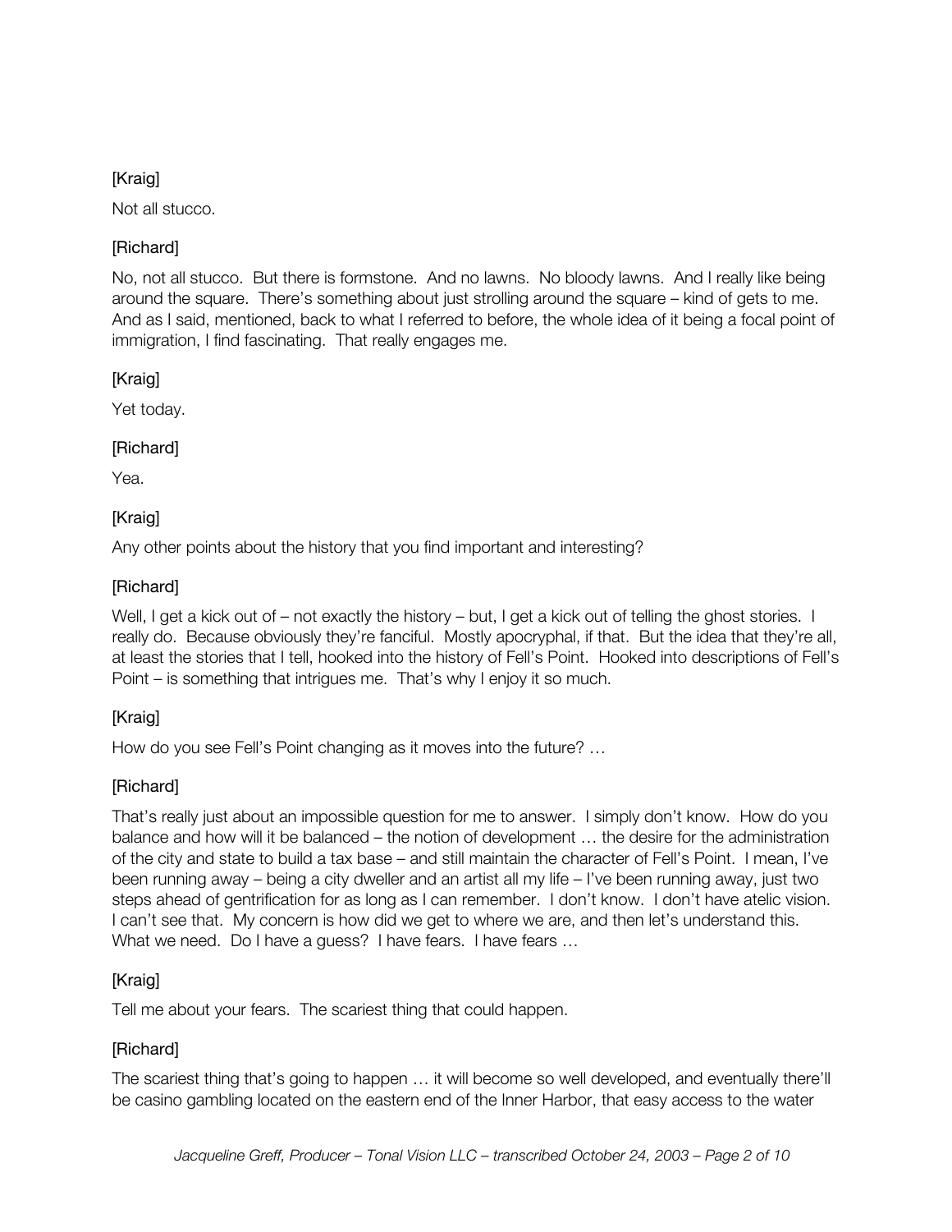[Kraig]

Not all stucco.

[Richard]

No, not all stucco. But there is formstone. And no lawns. No bloody lawns. And I really like being around the square. There's something about just strolling around the square – kind of gets to me. And as I said, mentioned, back to what I referred to before, the whole idea of it being a focal point of immigration, I find fascinating. That really engages me.

[Kraig]

Yet today.

[Richard]

Yea.

[Kraig]

Any other points about the history that you find important and interesting?

[Richard]

Well, I get a kick out of – not exactly the history – but, I get a kick out of telling the ghost stories. I really do. Because obviously they're fanciful. Mostly apocryphal, if that. But the idea that they're all, at least the stories that I tell, hooked into the history of Fell's Point. Hooked into descriptions of Fell's Point – is something that intrigues me. That's why I enjoy it so much.

[Kraig]

How do you see Fell's Point changing as it moves into the future? …

[Richard]

That's really just about an impossible question for me to answer. I simply don't know. How do you balance and how will it be balanced – the notion of development … the desire for the administration of the city and state to build a tax base – and still maintain the character of Fell's Point. I mean, I've been running away – being a city dweller and an artist all my life – I've been running away, just two steps ahead of gentrification for as long as I can remember. I don't know. I don't have atelic vision. I can't see that. My concern is how did we get to where we are, and then let's understand this. What we need. Do I have a guess? I have fears. I have fears …

[Kraig]

Tell me about your fears. The scariest thing that could happen.

[Richard]

The scariest thing that's going to happen … it will become so well developed, and eventually there'll be casino gambling located on the eastern end of the Inner Harbor, that easy access to the water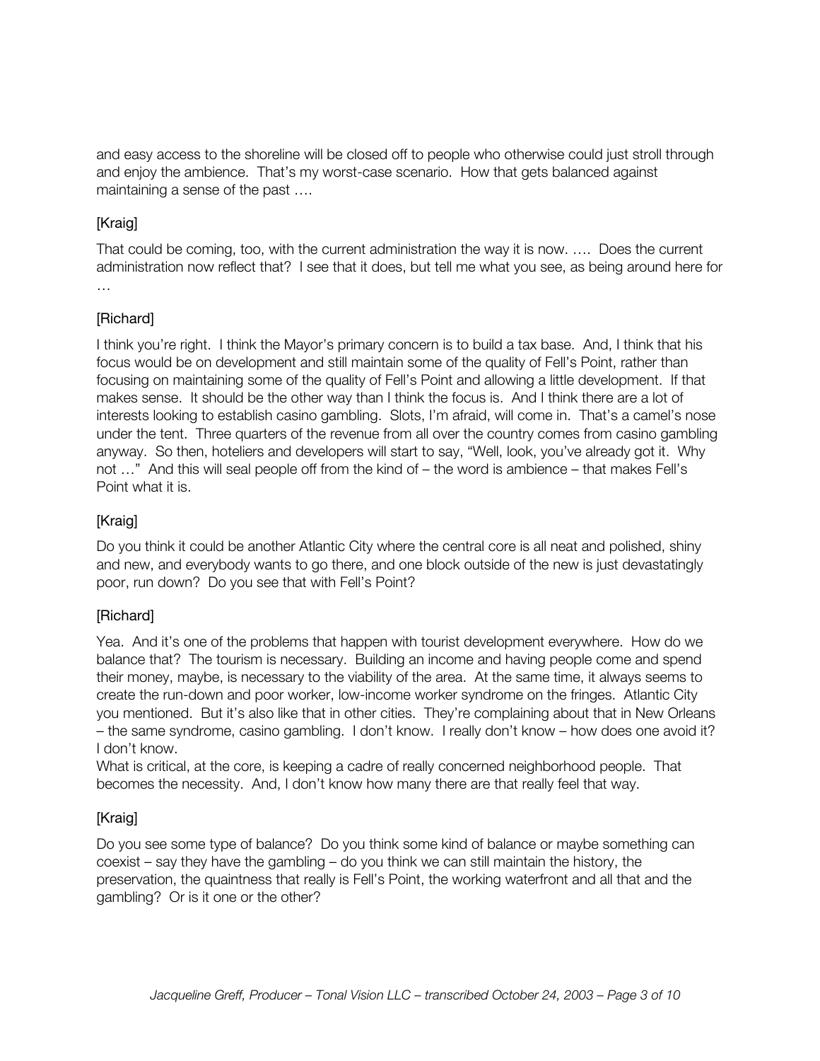and easy access to the shoreline will be closed off to people who otherwise could just stroll through and enjoy the ambience. That's my worst-case scenario. How that gets balanced against maintaining a sense of the past ….

[Kraig]

That could be coming, too, with the current administration the way it is now. …. Does the current administration now reflect that? I see that it does, but tell me what you see, as being around here for …

[Richard]

I think you're right. I think the Mayor's primary concern is to build a tax base. And, I think that his focus would be on development and still maintain some of the quality of Fell's Point, rather than focusing on maintaining some of the quality of Fell's Point and allowing a little development. If that makes sense. It should be the other way than I think the focus is. And I think there are a lot of interests looking to establish casino gambling. Slots, I'm afraid, will come in. That's a camel's nose under the tent. Three quarters of the revenue from all over the country comes from casino gambling anyway. So then, hoteliers and developers will start to say, "Well, look, you've already got it. Why not …" And this will seal people off from the kind of – the word is ambience – that makes Fell's Point what it is.

[Kraig]

Do you think it could be another Atlantic City where the central core is all neat and polished, shiny and new, and everybody wants to go there, and one block outside of the new is just devastatingly poor, run down? Do you see that with Fell's Point?

[Richard]

Yea. And it's one of the problems that happen with tourist development everywhere. How do we balance that? The tourism is necessary. Building an income and having people come and spend their money, maybe, is necessary to the viability of the area. At the same time, it always seems to create the run-down and poor worker, low-income worker syndrome on the fringes. Atlantic City you mentioned. But it's also like that in other cities. They're complaining about that in New Orleans – the same syndrome, casino gambling. I don't know. I really don't know – how does one avoid it? I don't know.
What is critical, at the core, is keeping a cadre of really concerned neighborhood people. That becomes the necessity. And, I don't know how many there are that really feel that way.

[Kraig]

Do you see some type of balance? Do you think some kind of balance or maybe something can coexist – say they have the gambling – do you think we can still maintain the history, the preservation, the quaintness that really is Fell's Point, the working waterfront and all that and the gambling? Or is it one or the other?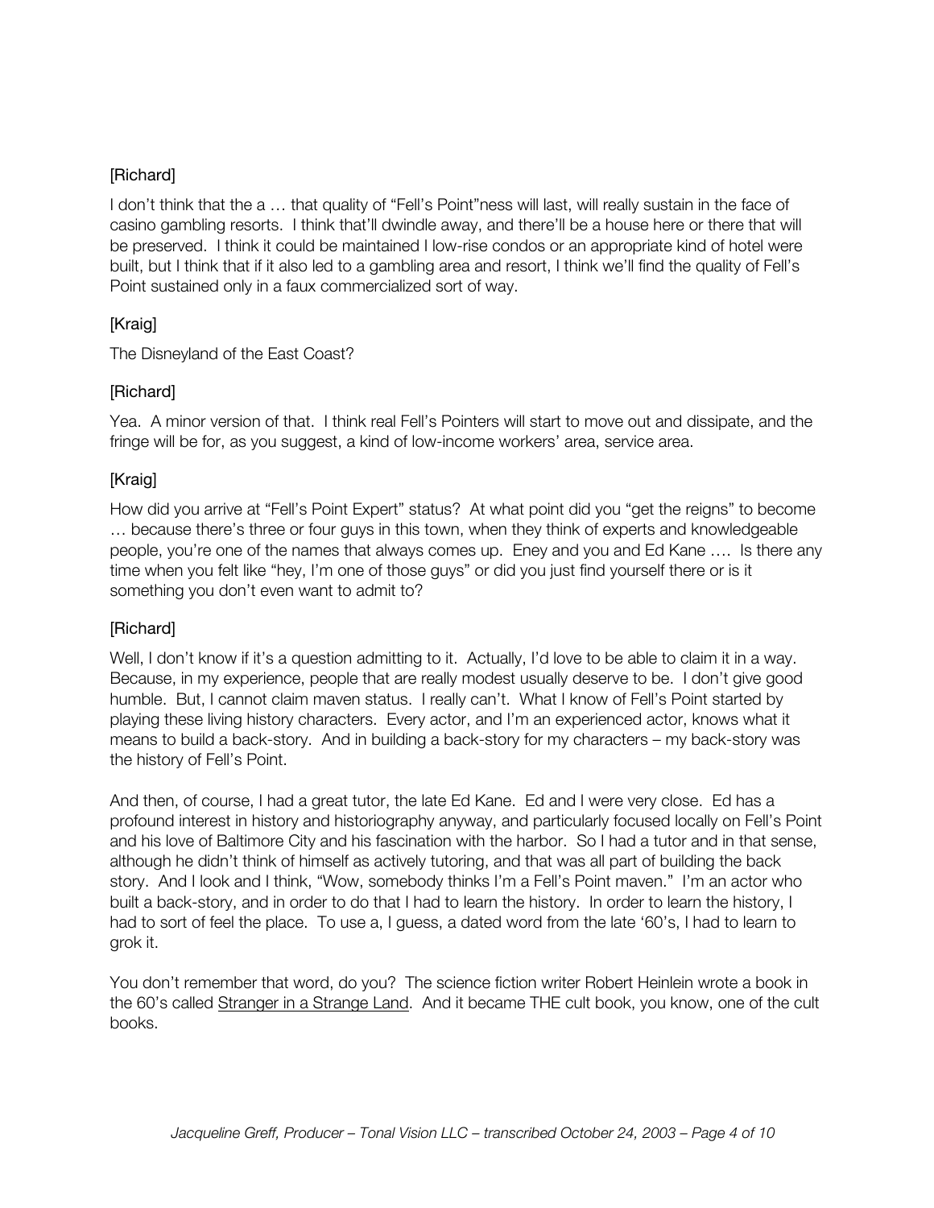[Richard]

I don't think that the a … that quality of "Fell's Point"ness will last, will really sustain in the face of casino gambling resorts. I think that'll dwindle away, and there'll be a house here or there that will be preserved. I think it could be maintained I low-rise condos or an appropriate kind of hotel were built, but I think that if it also led to a gambling area and resort, I think we'll find the quality of Fell's Point sustained only in a faux commercialized sort of way.

[Kraig]

The Disneyland of the East Coast?

[Richard]

Yea. A minor version of that. I think real Fell's Pointers will start to move out and dissipate, and the fringe will be for, as you suggest, a kind of low-income workers' area, service area.

[Kraig]

How did you arrive at "Fell's Point Expert" status? At what point did you "get the reigns" to become … because there's three or four guys in this town, when they think of experts and knowledgeable people, you're one of the names that always comes up. Eney and you and Ed Kane …. Is there any time when you felt like "hey, I'm one of those guys" or did you just find yourself there or is it something you don't even want to admit to?

[Richard]

Well, I don't know if it's a question admitting to it. Actually, I'd love to be able to claim it in a way. Because, in my experience, people that are really modest usually deserve to be. I don't give good humble. But, I cannot claim maven status. I really can't. What I know of Fell's Point started by playing these living history characters. Every actor, and I'm an experienced actor, knows what it means to build a back-story. And in building a back-story for my characters – my back-story was the history of Fell's Point.

And then, of course, I had a great tutor, the late Ed Kane. Ed and I were very close. Ed has a profound interest in history and historiography anyway, and particularly focused locally on Fell's Point and his love of Baltimore City and his fascination with the harbor. So I had a tutor and in that sense, although he didn't think of himself as actively tutoring, and that was all part of building the back story. And I look and I think, "Wow, somebody thinks I'm a Fell's Point maven." I'm an actor who built a back-story, and in order to do that I had to learn the history. In order to learn the history, I had to sort of feel the place. To use a, I guess, a dated word from the late '60's, I had to learn to grok it.

You don't remember that word, do you? The science fiction writer Robert Heinlein wrote a book in the 60's called Stranger in a Strange Land. And it became THE cult book, you know, one of the cult books.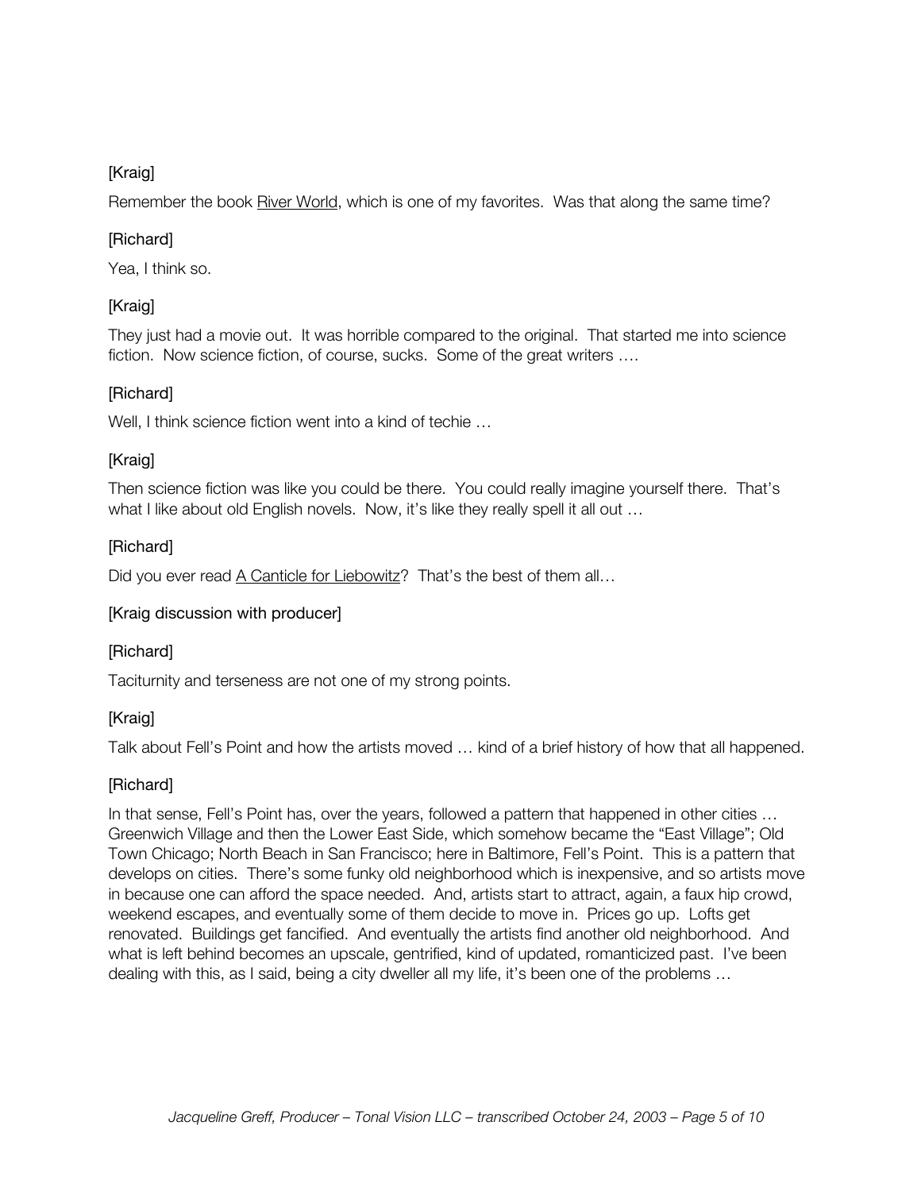[Kraig]

Remember the book <u>River World</u>, which is one of my favorites. Was that along the same time?

[Richard]

Yea, I think so.

[Kraig]

They just had a movie out. It was horrible compared to the original. That started me into science fiction. Now science fiction, of course, sucks. Some of the great writers ….

[Richard]

Well, I think science fiction went into a kind of techie …

[Kraig]

Then science fiction was like you could be there. You could really imagine yourself there. That's what I like about old English novels. Now, it's like they really spell it all out …

[Richard]

Did you ever read <u>A Canticle for Liebowitz</u>? That's the best of them all…

[Kraig discussion with producer]

[Richard]

Taciturnity and terseness are not one of my strong points.

[Kraig]

Talk about Fell's Point and how the artists moved … kind of a brief history of how that all happened.

[Richard]

In that sense, Fell's Point has, over the years, followed a pattern that happened in other cities … Greenwich Village and then the Lower East Side, which somehow became the "East Village"; Old Town Chicago; North Beach in San Francisco; here in Baltimore, Fell's Point. This is a pattern that develops on cities. There's some funky old neighborhood which is inexpensive, and so artists move in because one can afford the space needed. And, artists start to attract, again, a faux hip crowd, weekend escapes, and eventually some of them decide to move in. Prices go up. Lofts get renovated. Buildings get fancified. And eventually the artists find another old neighborhood. And what is left behind becomes an upscale, gentrified, kind of updated, romanticized past. I've been dealing with this, as I said, being a city dweller all my life, it's been one of the problems …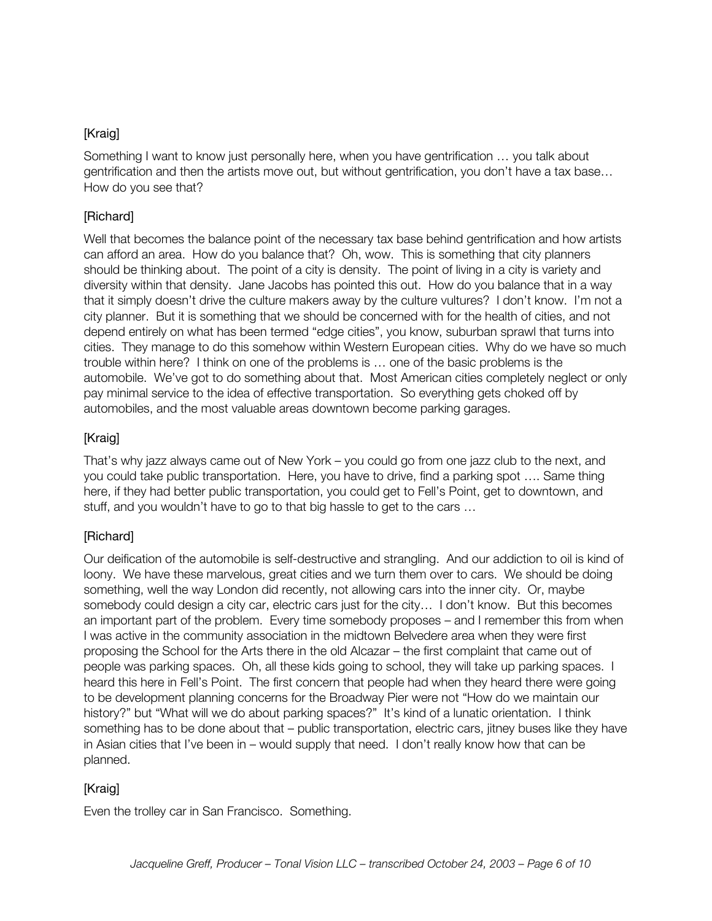[Kraig]

Something I want to know just personally here, when you have gentrification … you talk about gentrification and then the artists move out, but without gentrification, you don't have a tax base… How do you see that?

[Richard]

Well that becomes the balance point of the necessary tax base behind gentrification and how artists can afford an area. How do you balance that? Oh, wow. This is something that city planners should be thinking about. The point of a city is density. The point of living in a city is variety and diversity within that density. Jane Jacobs has pointed this out. How do you balance that in a way that it simply doesn't drive the culture makers away by the culture vultures? I don't know. I'm not a city planner. But it is something that we should be concerned with for the health of cities, and not depend entirely on what has been termed "edge cities", you know, suburban sprawl that turns into cities. They manage to do this somehow within Western European cities. Why do we have so much trouble within here? I think on one of the problems is … one of the basic problems is the automobile. We've got to do something about that. Most American cities completely neglect or only pay minimal service to the idea of effective transportation. So everything gets choked off by automobiles, and the most valuable areas downtown become parking garages.

[Kraig]

That's why jazz always came out of New York – you could go from one jazz club to the next, and you could take public transportation. Here, you have to drive, find a parking spot …. Same thing here, if they had better public transportation, you could get to Fell's Point, get to downtown, and stuff, and you wouldn't have to go to that big hassle to get to the cars …

[Richard]

Our deification of the automobile is self-destructive and strangling. And our addiction to oil is kind of loony. We have these marvelous, great cities and we turn them over to cars. We should be doing something, well the way London did recently, not allowing cars into the inner city. Or, maybe somebody could design a city car, electric cars just for the city… I don't know. But this becomes an important part of the problem. Every time somebody proposes – and I remember this from when I was active in the community association in the midtown Belvedere area when they were first proposing the School for the Arts there in the old Alcazar – the first complaint that came out of people was parking spaces. Oh, all these kids going to school, they will take up parking spaces. I heard this here in Fell's Point. The first concern that people had when they heard there were going to be development planning concerns for the Broadway Pier were not "How do we maintain our history?" but "What will we do about parking spaces?" It's kind of a lunatic orientation. I think something has to be done about that – public transportation, electric cars, jitney buses like they have in Asian cities that I've been in – would supply that need. I don't really know how that can be planned.

[Kraig]

Even the trolley car in San Francisco. Something.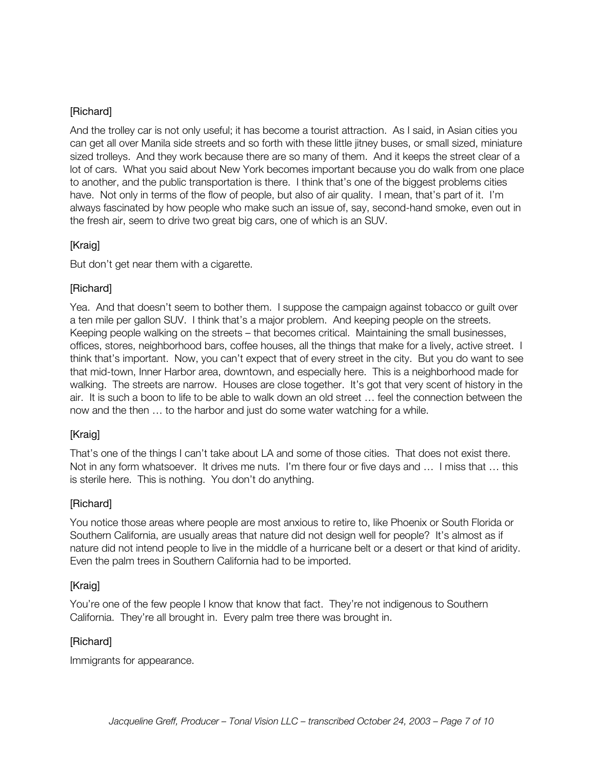[Richard]

And the trolley car is not only useful; it has become a tourist attraction. As I said, in Asian cities you can get all over Manila side streets and so forth with these little jitney buses, or small sized, miniature sized trolleys. And they work because there are so many of them. And it keeps the street clear of a lot of cars. What you said about New York becomes important because you do walk from one place to another, and the public transportation is there. I think that's one of the biggest problems cities have. Not only in terms of the flow of people, but also of air quality. I mean, that's part of it. I'm always fascinated by how people who make such an issue of, say, second-hand smoke, even out in the fresh air, seem to drive two great big cars, one of which is an SUV.

[Kraig]

But don't get near them with a cigarette.

[Richard]

Yea. And that doesn't seem to bother them. I suppose the campaign against tobacco or guilt over a ten mile per gallon SUV. I think that's a major problem. And keeping people on the streets. Keeping people walking on the streets – that becomes critical. Maintaining the small businesses, offices, stores, neighborhood bars, coffee houses, all the things that make for a lively, active street. I think that's important. Now, you can't expect that of every street in the city. But you do want to see that mid-town, Inner Harbor area, downtown, and especially here. This is a neighborhood made for walking. The streets are narrow. Houses are close together. It's got that very scent of history in the air. It is such a boon to life to be able to walk down an old street … feel the connection between the now and the then … to the harbor and just do some water watching for a while.

[Kraig]

That's one of the things I can't take about LA and some of those cities. That does not exist there. Not in any form whatsoever. It drives me nuts. I'm there four or five days and … I miss that … this is sterile here. This is nothing. You don't do anything.

[Richard]

You notice those areas where people are most anxious to retire to, like Phoenix or South Florida or Southern California, are usually areas that nature did not design well for people? It's almost as if nature did not intend people to live in the middle of a hurricane belt or a desert or that kind of aridity. Even the palm trees in Southern California had to be imported.

[Kraig]

You're one of the few people I know that know that fact. They're not indigenous to Southern California. They're all brought in. Every palm tree there was brought in.

[Richard]

Immigrants for appearance.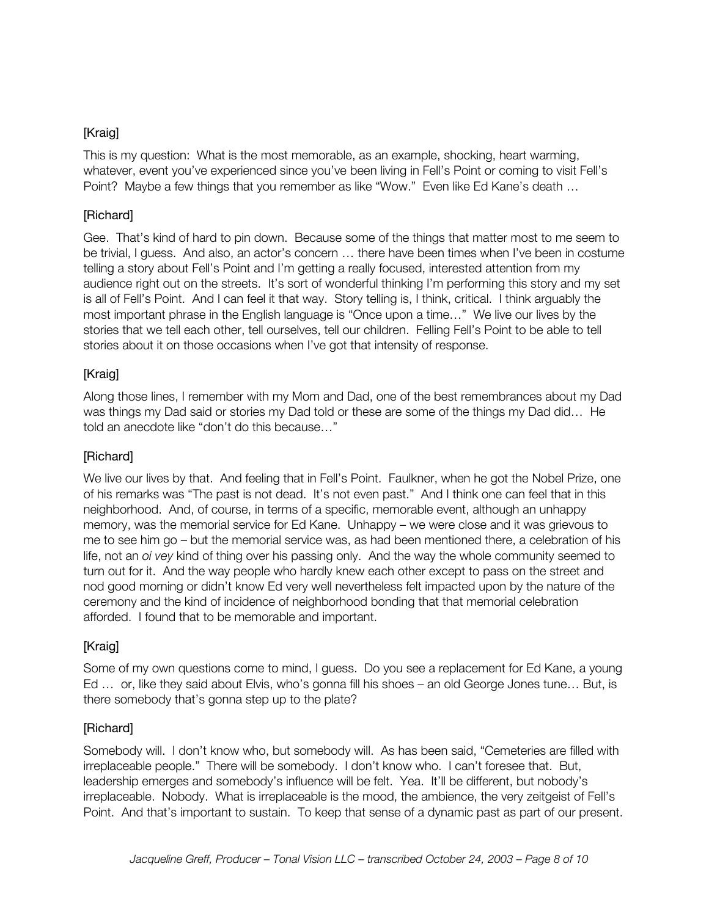[Kraig]

This is my question: What is the most memorable, as an example, shocking, heart warming, whatever, event you've experienced since you've been living in Fell's Point or coming to visit Fell's Point? Maybe a few things that you remember as like "Wow." Even like Ed Kane's death …

[Richard]

Gee. That's kind of hard to pin down. Because some of the things that matter most to me seem to be trivial, I guess. And also, an actor's concern … there have been times when I've been in costume telling a story about Fell's Point and I'm getting a really focused, interested attention from my audience right out on the streets. It's sort of wonderful thinking I'm performing this story and my set is all of Fell's Point. And I can feel it that way. Story telling is, I think, critical. I think arguably the most important phrase in the English language is "Once upon a time…" We live our lives by the stories that we tell each other, tell ourselves, tell our children. Felling Fell's Point to be able to tell stories about it on those occasions when I've got that intensity of response.

[Kraig]

Along those lines, I remember with my Mom and Dad, one of the best remembrances about my Dad was things my Dad said or stories my Dad told or these are some of the things my Dad did… He told an anecdote like "don't do this because…"

[Richard]

We live our lives by that. And feeling that in Fell's Point. Faulkner, when he got the Nobel Prize, one of his remarks was "The past is not dead. It's not even past." And I think one can feel that in this neighborhood. And, of course, in terms of a specific, memorable event, although an unhappy memory, was the memorial service for Ed Kane. Unhappy – we were close and it was grievous to me to see him go – but the memorial service was, as had been mentioned there, a celebration of his life, not an *oi vey* kind of thing over his passing only. And the way the whole community seemed to turn out for it. And the way people who hardly knew each other except to pass on the street and nod good morning or didn't know Ed very well nevertheless felt impacted upon by the nature of the ceremony and the kind of incidence of neighborhood bonding that that memorial celebration afforded. I found that to be memorable and important.

[Kraig]

Some of my own questions come to mind, I guess. Do you see a replacement for Ed Kane, a young Ed … or, like they said about Elvis, who's gonna fill his shoes – an old George Jones tune… But, is there somebody that's gonna step up to the plate?

[Richard]

Somebody will. I don't know who, but somebody will. As has been said, "Cemeteries are filled with irreplaceable people." There will be somebody. I don't know who. I can't foresee that. But, leadership emerges and somebody's influence will be felt. Yea. It'll be different, but nobody's irreplaceable. Nobody. What is irreplaceable is the mood, the ambience, the very zeitgeist of Fell's Point. And that's important to sustain. To keep that sense of a dynamic past as part of our present.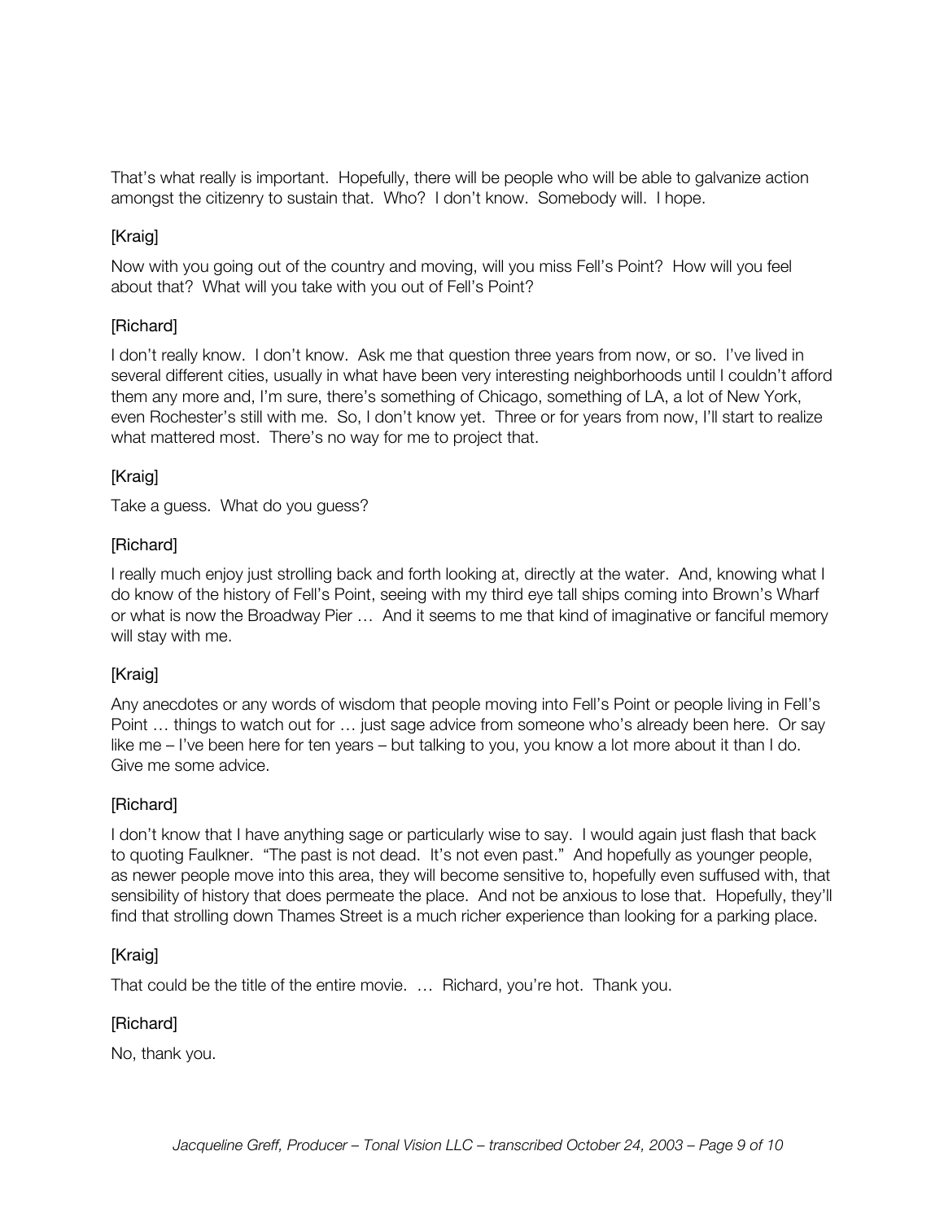That's what really is important. Hopefully, there will be people who will be able to galvanize action amongst the citizenry to sustain that. Who? I don't know. Somebody will. I hope.

[Kraig]

Now with you going out of the country and moving, will you miss Fell's Point? How will you feel about that? What will you take with you out of Fell's Point?

[Richard]

I don't really know. I don't know. Ask me that question three years from now, or so. I've lived in several different cities, usually in what have been very interesting neighborhoods until I couldn't afford them any more and, I'm sure, there's something of Chicago, something of LA, a lot of New York, even Rochester's still with me. So, I don't know yet. Three or for years from now, I'll start to realize what mattered most. There's no way for me to project that.

[Kraig]

Take a guess. What do you guess?

[Richard]

I really much enjoy just strolling back and forth looking at, directly at the water. And, knowing what I do know of the history of Fell's Point, seeing with my third eye tall ships coming into Brown's Wharf or what is now the Broadway Pier … And it seems to me that kind of imaginative or fanciful memory will stay with me.

[Kraig]

Any anecdotes or any words of wisdom that people moving into Fell's Point or people living in Fell's Point … things to watch out for … just sage advice from someone who's already been here. Or say like me – I've been here for ten years – but talking to you, you know a lot more about it than I do. Give me some advice.

[Richard]

I don't know that I have anything sage or particularly wise to say. I would again just flash that back to quoting Faulkner. "The past is not dead. It's not even past." And hopefully as younger people, as newer people move into this area, they will become sensitive to, hopefully even suffused with, that sensibility of history that does permeate the place. And not be anxious to lose that. Hopefully, they'll find that strolling down Thames Street is a much richer experience than looking for a parking place.

[Kraig]

That could be the title of the entire movie. … Richard, you're hot. Thank you.

[Richard]

No, thank you.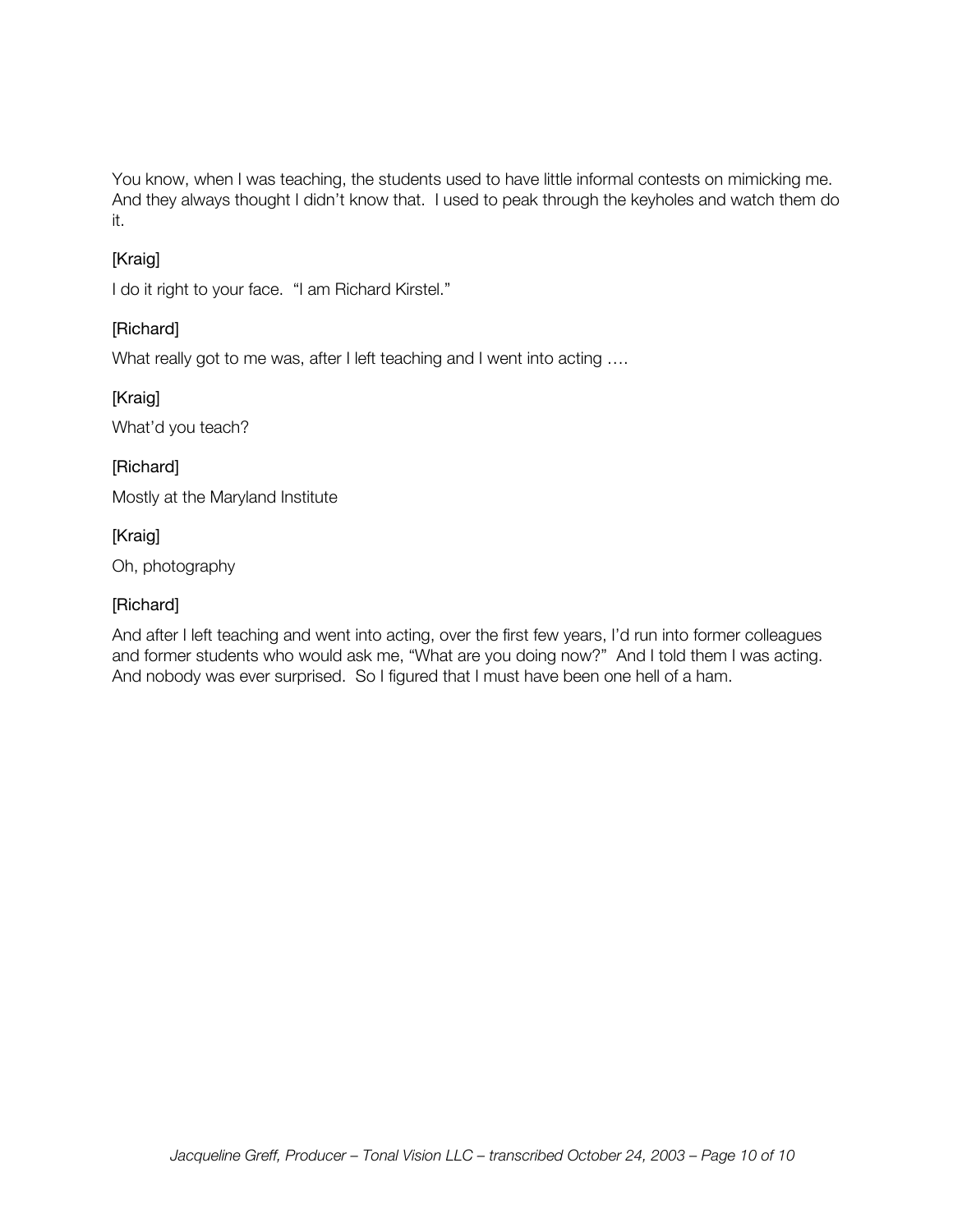You know, when I was teaching, the students used to have little informal contests on mimicking me. And they always thought I didn't know that. I used to peak through the keyholes and watch them do it.

[Kraig]

I do it right to your face. "I am Richard Kirstel."

[Richard]

What really got to me was, after I left teaching and I went into acting ….

[Kraig]

What'd you teach?

[Richard]

Mostly at the Maryland Institute

[Kraig]

Oh, photography

[Richard]

And after I left teaching and went into acting, over the first few years, I'd run into former colleagues and former students who would ask me, "What are you doing now?" And I told them I was acting. And nobody was ever surprised. So I figured that I must have been one hell of a ham.